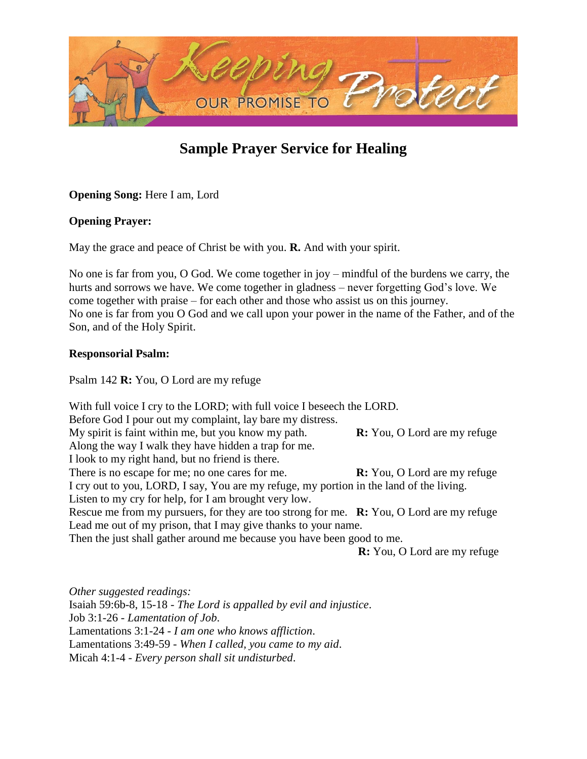# Sample Prayer Service for Healing

**Opening Song:** Here I am, Lord

**Opening Prayer:**

May the grace and peace of Christ be with you. **R.** And with your spirit.

No one is far from you, O God. We come together in joy – mindful of the burdens we carry, the hurts and sorrows we have. We come together in gladness – never forgetting God's love. We come together with praise – for each other and those who assist us on this journey.
No one is far from you O God and we call upon your power in the name of the Father, and of the Son, and of the Holy Spirit.

**Responsorial Psalm:**

Psalm 142 **R:** You, O Lord are my refuge

With full voice I cry to the LORD; with full voice I beseech the LORD.
Before God I pour out my complaint, lay bare my distress.
My spirit is faint within me, but you know my path. **R:** You, O Lord are my refuge
Along the way I walk they have hidden a trap for me.
I look to my right hand, but no friend is there.
There is no escape for me; no one cares for me. **R:** You, O Lord are my refuge
I cry out to you, LORD, I say, You are my refuge, my portion in the land of the living.
Listen to my cry for help, for I am brought very low.
Rescue me from my pursuers, for they are too strong for me. **R:** You, O Lord are my refuge
Lead me out of my prison, that I may give thanks to your name.
Then the just shall gather around me because you have been good to me.
**R:** You, O Lord are my refuge

*Other suggested readings:*
Isaiah 59:6b-8, 15-18 - *The Lord is appalled by evil and injustice*.
Job 3:1-26 - *Lamentation of Job*.
Lamentations 3:1-24 - *I am one who knows affliction*.
Lamentations 3:49-59 - *When I called, you came to my aid*.
Micah 4:1-4 - *Every person shall sit undisturbed*.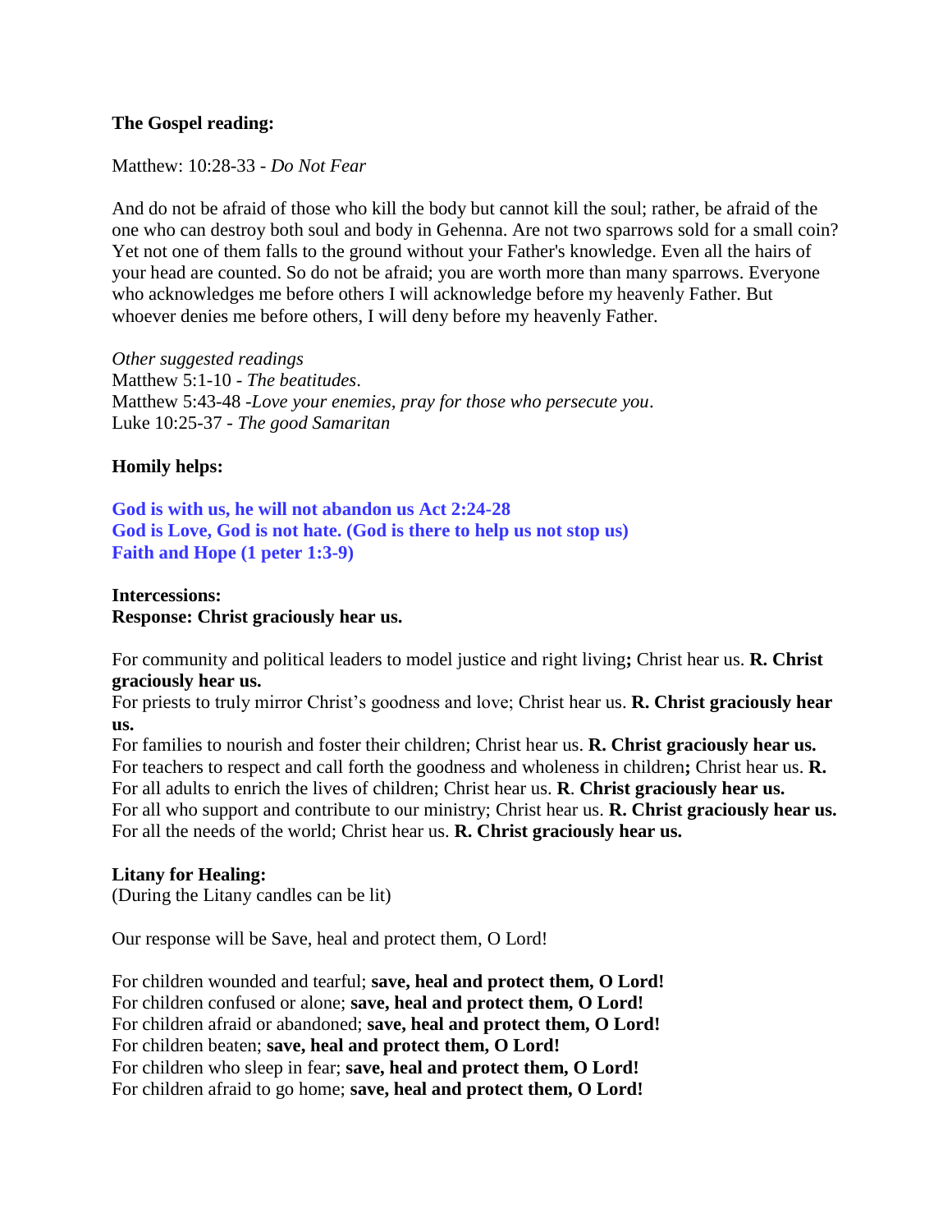**The Gospel reading:**

Matthew: 10:28-33 - *Do Not Fear*

And do not be afraid of those who kill the body but cannot kill the soul; rather, be afraid of the one who can destroy both soul and body in Gehenna. Are not two sparrows sold for a small coin? Yet not one of them falls to the ground without your Father's knowledge. Even all the hairs of your head are counted. So do not be afraid; you are worth more than many sparrows. Everyone who acknowledges me before others I will acknowledge before my heavenly Father. But whoever denies me before others, I will deny before my heavenly Father.

*Other suggested readings*
Matthew 5:1-10 - *The beatitudes*.
Matthew 5:43-48 -*Love your enemies, pray for those who persecute you*.
Luke 10:25-37 - *The good Samaritan*

**Homily helps:**

**God is with us, he will not abandon us Act 2:24-28**
**God is Love, God is not hate. (God is there to help us not stop us)**
**Faith and Hope (1 peter 1:3-9)**

**Intercessions:**
**Response: Christ graciously hear us.**

For community and political leaders to model justice and right living**;** Christ hear us. **R. Christ graciously hear us.**
For priests to truly mirror Christ's goodness and love; Christ hear us. **R. Christ graciously hear us.**
For families to nourish and foster their children; Christ hear us. **R. Christ graciously hear us.**
For teachers to respect and call forth the goodness and wholeness in children**;** Christ hear us. **R.**
For all adults to enrich the lives of children; Christ hear us. **R**. **Christ graciously hear us.**
For all who support and contribute to our ministry; Christ hear us. **R. Christ graciously hear us.**
For all the needs of the world; Christ hear us. **R. Christ graciously hear us.**

**Litany for Healing:**
(During the Litany candles can be lit)

Our response will be Save, heal and protect them, O Lord!

For children wounded and tearful; **save, heal and protect them, O Lord!**
For children confused or alone; **save, heal and protect them, O Lord!**
For children afraid or abandoned; **save, heal and protect them, O Lord!**
For children beaten; **save, heal and protect them, O Lord!**
For children who sleep in fear; **save, heal and protect them, O Lord!**
For children afraid to go home; **save, heal and protect them, O Lord!**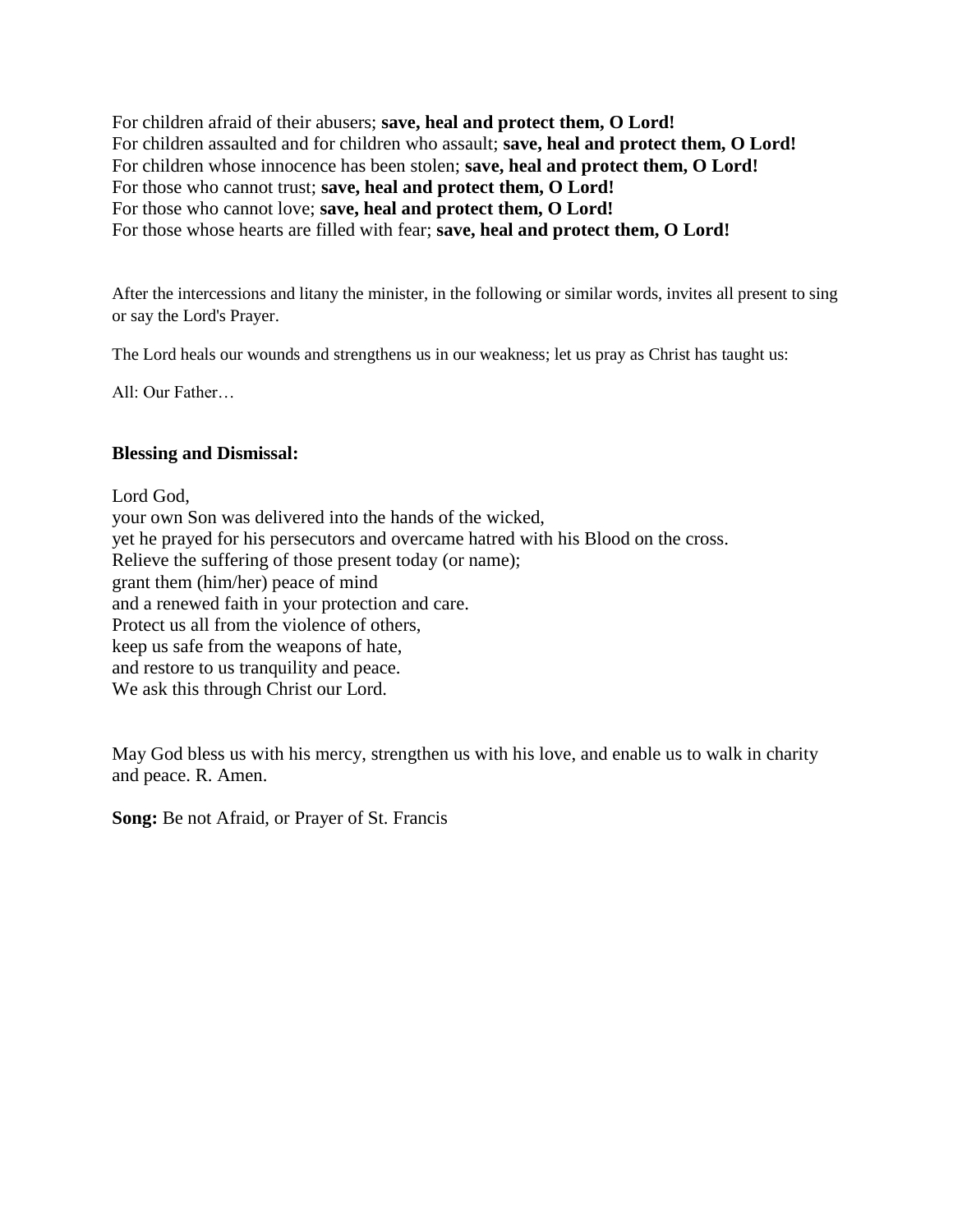For children afraid of their abusers; **save, heal and protect them, O Lord!**
For children assaulted and for children who assault; **save, heal and protect them, O Lord!**
For children whose innocence has been stolen; **save, heal and protect them, O Lord!**
For those who cannot trust; **save, heal and protect them, O Lord!**
For those who cannot love; **save, heal and protect them, O Lord!**
For those whose hearts are filled with fear; **save, heal and protect them, O Lord!**

After the intercessions and litany the minister, in the following or similar words, invites all present to sing or say the Lord's Prayer.

The Lord heals our wounds and strengthens us in our weakness; let us pray as Christ has taught us:

All: Our Father…

**Blessing and Dismissal:**

Lord God,
your own Son was delivered into the hands of the wicked,
yet he prayed for his persecutors and overcame hatred with his Blood on the cross.
Relieve the suffering of those present today (or name);
grant them (him/her) peace of mind
and a renewed faith in your protection and care.
Protect us all from the violence of others,
keep us safe from the weapons of hate,
and restore to us tranquility and peace.
We ask this through Christ our Lord.

May God bless us with his mercy, strengthen us with his love, and enable us to walk in charity and peace. R. Amen.

**Song:** Be not Afraid, or Prayer of St. Francis